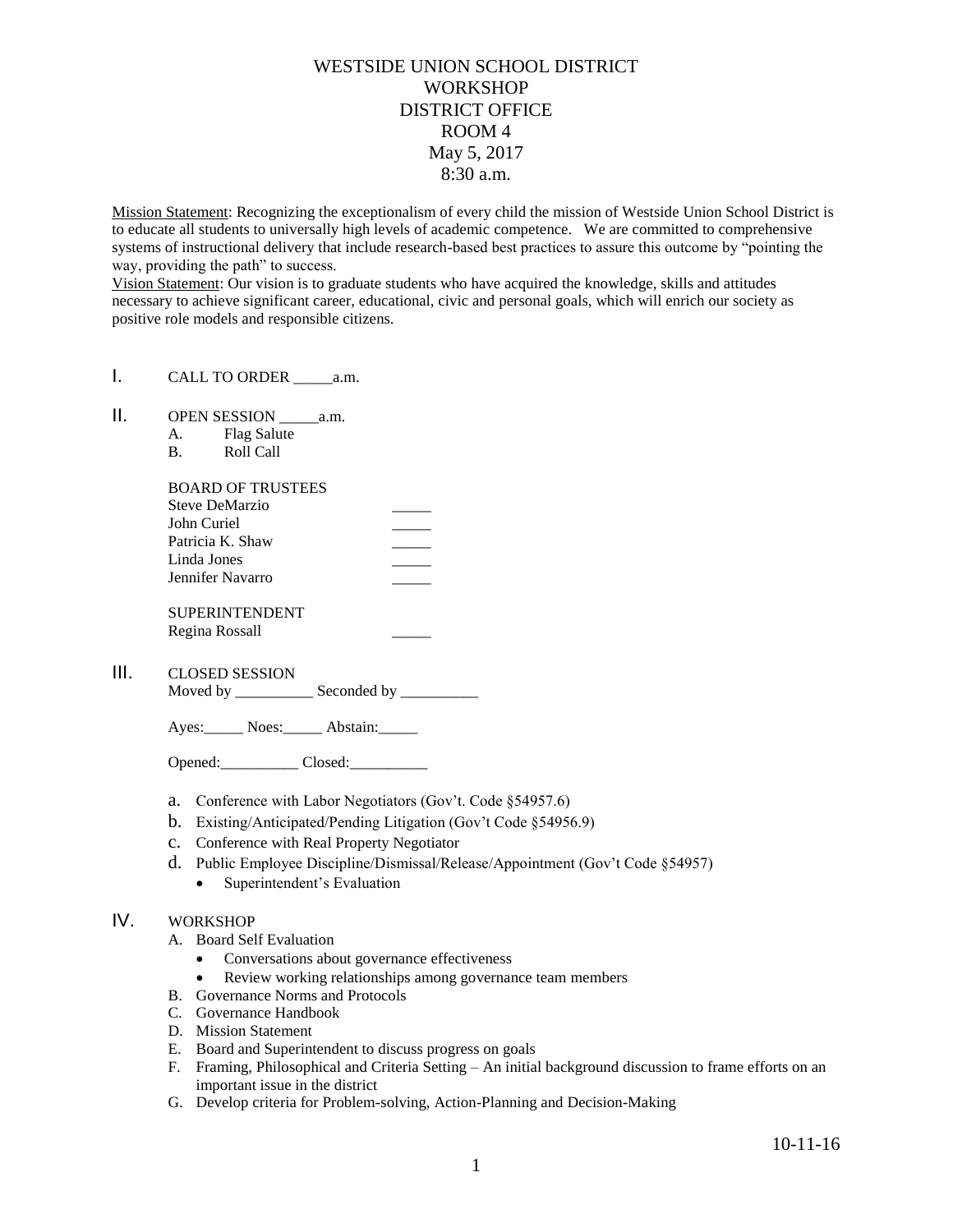# WESTSIDE UNION SCHOOL DISTRICT
## WORKSHOP
## DISTRICT OFFICE
## ROOM 4
## May 5, 2017
## 8:30 a.m.

<u>Mission Statement</u>: Recognizing the exceptionalism of every child the mission of Westside Union School District is to educate all students to universally high levels of academic competence. We are committed to comprehensive systems of instructional delivery that include research-based best practices to assure this outcome by "pointing the way, providing the path" to success.

<u>Vision Statement</u>: Our vision is to graduate students who have acquired the knowledge, skills and attitudes necessary to achieve significant career, educational, civic and personal goals, which will enrich our society as positive role models and responsible citizens.

I. CALL TO ORDER _____a.m.

II. OPEN SESSION _____a.m.

A. Flag Salute

B. Roll Call

BOARD OF TRUSTEES

| | |
|---|---|
| Steve DeMarzio | _____ |
| John Curiel | _____ |
| Patricia K. Shaw | _____ |
| Linda Jones | _____ |
| Jennifer Navarro | _____ |

SUPERINTENDENT

| | |
|---|---|
| Regina Rossall | _____ |

III. CLOSED SESSION

Moved by __________ Seconded by __________

Ayes:_____ Noes:_____ Abstain:_____

Opened:__________ Closed:__________

a. Conference with Labor Negotiators (Gov't. Code §54957.6)

b. Existing/Anticipated/Pending Litigation (Gov't Code §54956.9)

c. Conference with Real Property Negotiator

d. Public Employee Discipline/Dismissal/Release/Appointment (Gov't Code §54957)
   - Superintendent's Evaluation

IV. WORKSHOP

A. Board Self Evaluation
   - Conversations about governance effectiveness
   - Review working relationships among governance team members

B. Governance Norms and Protocols

C. Governance Handbook

D. Mission Statement

E. Board and Superintendent to discuss progress on goals

F. Framing, Philosophical and Criteria Setting – An initial background discussion to frame efforts on an important issue in the district

G. Develop criteria for Problem-solving, Action-Planning and Decision-Making

10-11-16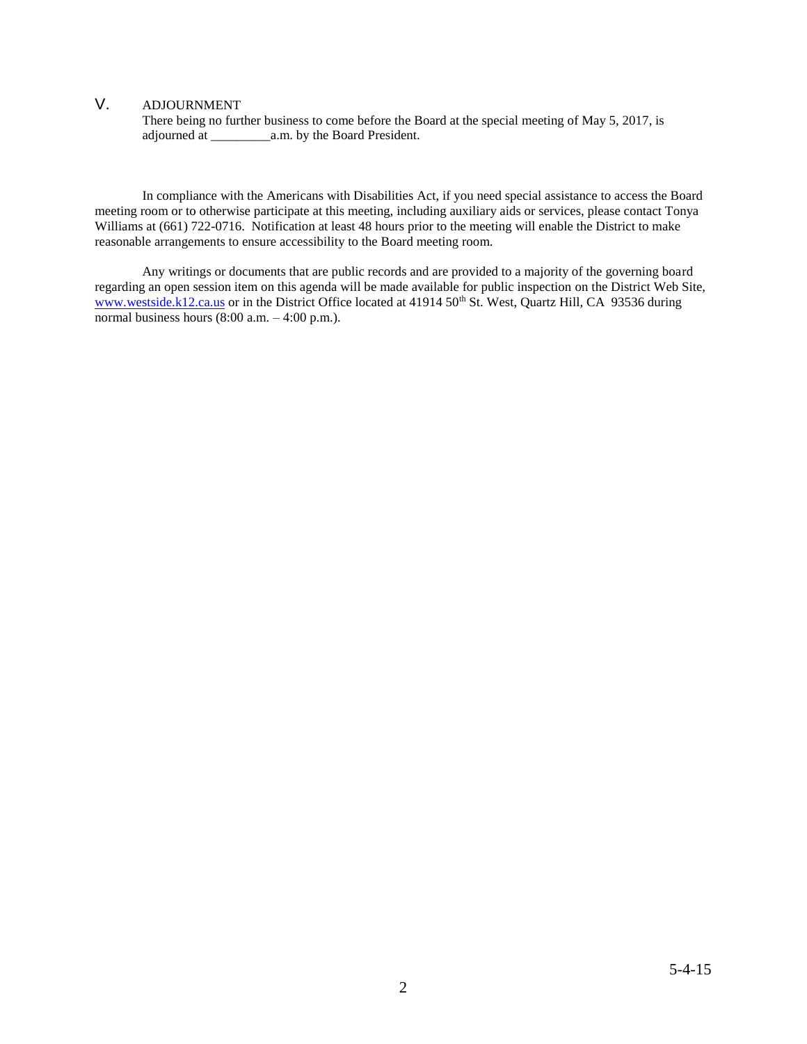## V. ADJOURNMENT

There being no further business to come before the Board at the special meeting of May 5, 2017, is adjourned at _________a.m. by the Board President.

In compliance with the Americans with Disabilities Act, if you need special assistance to access the Board meeting room or to otherwise participate at this meeting, including auxiliary aids or services, please contact Tonya Williams at (661) 722-0716. Notification at least 48 hours prior to the meeting will enable the District to make reasonable arrangements to ensure accessibility to the Board meeting room.

Any writings or documents that are public records and are provided to a majority of the governing board regarding an open session item on this agenda will be made available for public inspection on the District Web Site, www.westside.k12.ca.us or in the District Office located at 41914 50th St. West, Quartz Hill, CA 93536 during normal business hours (8:00 a.m. – 4:00 p.m.).

5-4-15